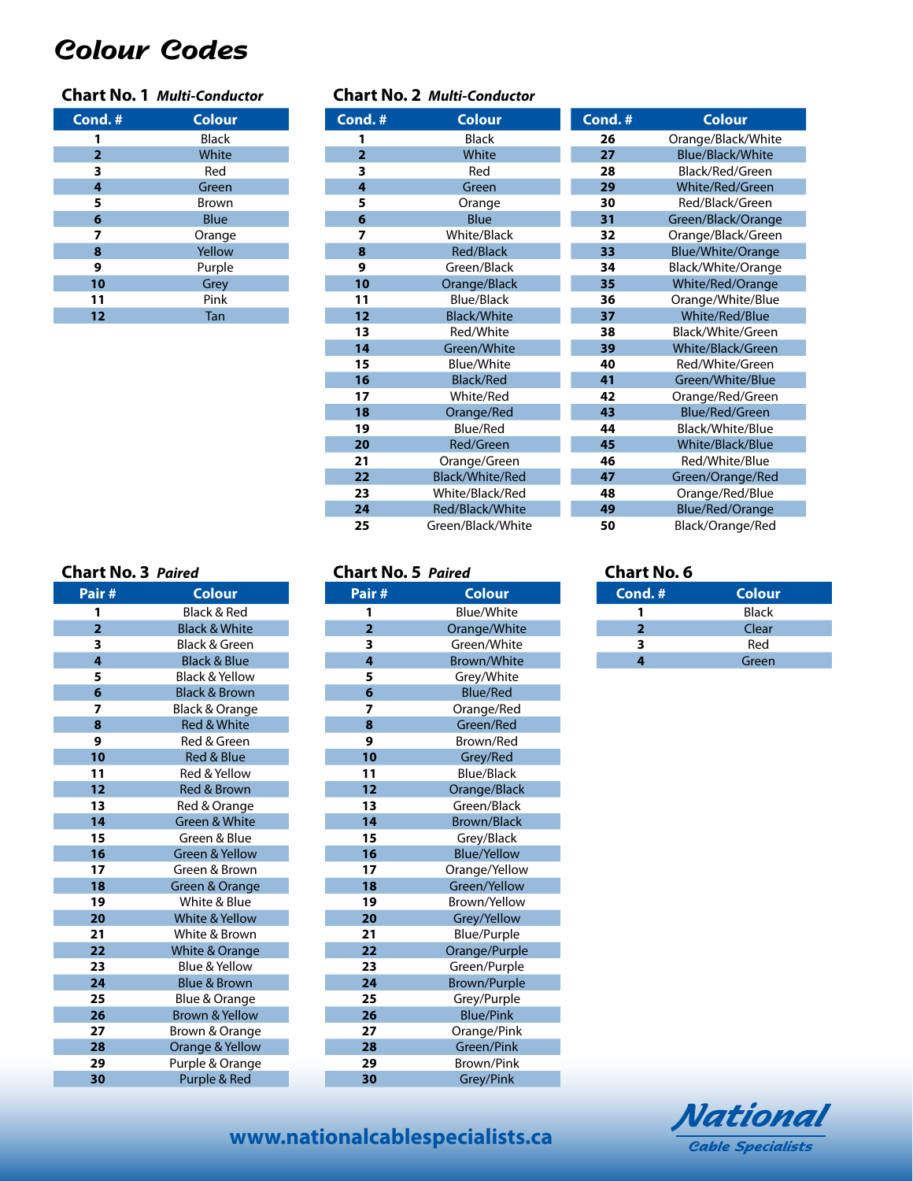# Colour Codes

### Chart No. 1 *Multi-Conductor*

| Cond. # | Colour |
|---|---|
| 1 | Black |
| 2 | White |
| 3 | Red |
| 4 | Green |
| 5 | Brown |
| 6 | Blue |
| 7 | Orange |
| 8 | Yellow |
| 9 | Purple |
| 10 | Grey |
| 11 | Pink |
| 12 | Tan |

### Chart No. 2 *Multi-Conductor*

| Cond. # | Colour | Cond. # | Colour |
|---|---|---|---|
| 1 | Black | 26 | Orange/Black/White |
| 2 | White | 27 | Blue/Black/White |
| 3 | Red | 28 | Black/Red/Green |
| 4 | Green | 29 | White/Red/Green |
| 5 | Orange | 30 | Red/Black/Green |
| 6 | Blue | 31 | Green/Black/Orange |
| 7 | White/Black | 32 | Orange/Black/Green |
| 8 | Red/Black | 33 | Blue/White/Orange |
| 9 | Green/Black | 34 | Black/White/Orange |
| 10 | Orange/Black | 35 | White/Red/Orange |
| 11 | Blue/Black | 36 | Orange/White/Blue |
| 12 | Black/White | 37 | White/Red/Blue |
| 13 | Red/White | 38 | Black/White/Green |
| 14 | Green/White | 39 | White/Black/Green |
| 15 | Blue/White | 40 | Red/White/Green |
| 16 | Black/Red | 41 | Green/White/Blue |
| 17 | White/Red | 42 | Orange/Red/Green |
| 18 | Orange/Red | 43 | Blue/Red/Green |
| 19 | Blue/Red | 44 | Black/White/Blue |
| 20 | Red/Green | 45 | White/Black/Blue |
| 21 | Orange/Green | 46 | Red/White/Blue |
| 22 | Black/White/Red | 47 | Green/Orange/Red |
| 23 | White/Black/Red | 48 | Orange/Red/Blue |
| 24 | Red/Black/White | 49 | Blue/Red/Orange |
| 25 | Green/Black/White | 50 | Black/Orange/Red |

### Chart No. 3 *Paired*

| Pair # | Colour |
|---|---|
| 1 | Black & Red |
| 2 | Black & White |
| 3 | Black & Green |
| 4 | Black & Blue |
| 5 | Black & Yellow |
| 6 | Black & Brown |
| 7 | Black & Orange |
| 8 | Red & White |
| 9 | Red & Green |
| 10 | Red & Blue |
| 11 | Red & Yellow |
| 12 | Red & Brown |
| 13 | Red & Orange |
| 14 | Green & White |
| 15 | Green & Blue |
| 16 | Green & Yellow |
| 17 | Green & Brown |
| 18 | Green & Orange |
| 19 | White & Blue |
| 20 | White & Yellow |
| 21 | White & Brown |
| 22 | White & Orange |
| 23 | Blue & Yellow |
| 24 | Blue & Brown |
| 25 | Blue & Orange |
| 26 | Brown & Yellow |
| 27 | Brown & Orange |
| 28 | Orange & Yellow |
| 29 | Purple & Orange |
| 30 | Purple & Red |

### Chart No. 5 *Paired*

| Pair # | Colour |
|---|---|
| 1 | Blue/White |
| 2 | Orange/White |
| 3 | Green/White |
| 4 | Brown/White |
| 5 | Grey/White |
| 6 | Blue/Red |
| 7 | Orange/Red |
| 8 | Green/Red |
| 9 | Brown/Red |
| 10 | Grey/Red |
| 11 | Blue/Black |
| 12 | Orange/Black |
| 13 | Green/Black |
| 14 | Brown/Black |
| 15 | Grey/Black |
| 16 | Blue/Yellow |
| 17 | Orange/Yellow |
| 18 | Green/Yellow |
| 19 | Brown/Yellow |
| 20 | Grey/Yellow |
| 21 | Blue/Purple |
| 22 | Orange/Purple |
| 23 | Green/Purple |
| 24 | Brown/Purple |
| 25 | Grey/Purple |
| 26 | Blue/Pink |
| 27 | Orange/Pink |
| 28 | Green/Pink |
| 29 | Brown/Pink |
| 30 | Grey/Pink |

### Chart No. 6

| Cond. # | Colour |
|---|---|
| 1 | Black |
| 2 | Clear |
| 3 | Red |
| 4 | Green |

www.nationalcablespecialists.ca

National Cable Specialists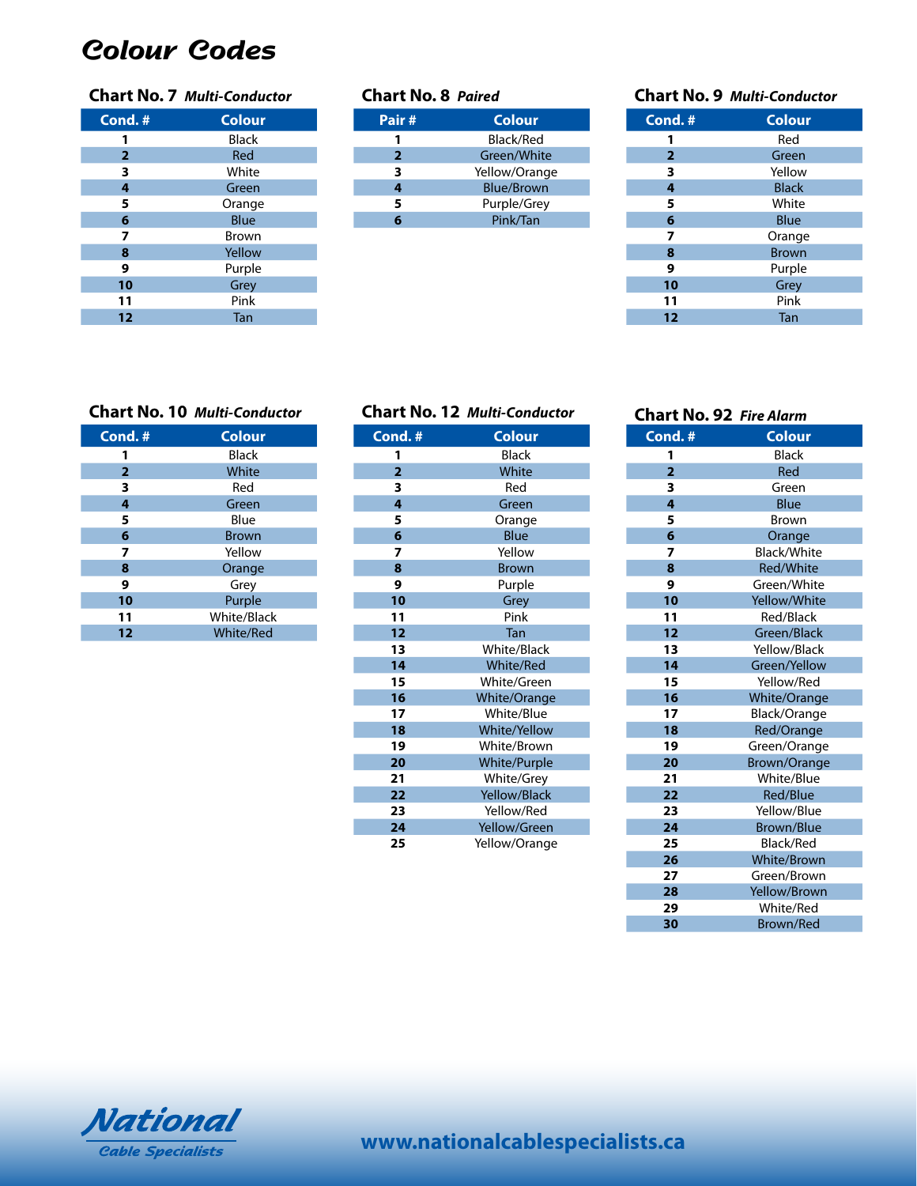# Colour Codes

### Chart No. 7 *Multi-Conductor*

| Cond. # | Colour |
|---|---|
| 1 | Black |
| 2 | Red |
| 3 | White |
| 4 | Green |
| 5 | Orange |
| 6 | Blue |
| 7 | Brown |
| 8 | Yellow |
| 9 | Purple |
| 10 | Grey |
| 11 | Pink |
| 12 | Tan |

### Chart No. 8 *Paired*

| Pair # | Colour |
|---|---|
| 1 | Black/Red |
| 2 | Green/White |
| 3 | Yellow/Orange |
| 4 | Blue/Brown |
| 5 | Purple/Grey |
| 6 | Pink/Tan |

### Chart No. 9 *Multi-Conductor*

| Cond. # | Colour |
|---|---|
| 1 | Red |
| 2 | Green |
| 3 | Yellow |
| 4 | Black |
| 5 | White |
| 6 | Blue |
| 7 | Orange |
| 8 | Brown |
| 9 | Purple |
| 10 | Grey |
| 11 | Pink |
| 12 | Tan |

### Chart No. 10 *Multi-Conductor*

| Cond. # | Colour |
|---|---|
| 1 | Black |
| 2 | White |
| 3 | Red |
| 4 | Green |
| 5 | Blue |
| 6 | Brown |
| 7 | Yellow |
| 8 | Orange |
| 9 | Grey |
| 10 | Purple |
| 11 | White/Black |
| 12 | White/Red |

### Chart No. 12 *Multi-Conductor*

| Cond. # | Colour |
|---|---|
| 1 | Black |
| 2 | White |
| 3 | Red |
| 4 | Green |
| 5 | Orange |
| 6 | Blue |
| 7 | Yellow |
| 8 | Brown |
| 9 | Purple |
| 10 | Grey |
| 11 | Pink |
| 12 | Tan |
| 13 | White/Black |
| 14 | White/Red |
| 15 | White/Green |
| 16 | White/Orange |
| 17 | White/Blue |
| 18 | White/Yellow |
| 19 | White/Brown |
| 20 | White/Purple |
| 21 | White/Grey |
| 22 | Yellow/Black |
| 23 | Yellow/Red |
| 24 | Yellow/Green |
| 25 | Yellow/Orange |

### Chart No. 92 *Fire Alarm*

| Cond. # | Colour |
|---|---|
| 1 | Black |
| 2 | Red |
| 3 | Green |
| 4 | Blue |
| 5 | Brown |
| 6 | Orange |
| 7 | Black/White |
| 8 | Red/White |
| 9 | Green/White |
| 10 | Yellow/White |
| 11 | Red/Black |
| 12 | Green/Black |
| 13 | Yellow/Black |
| 14 | Green/Yellow |
| 15 | Yellow/Red |
| 16 | White/Orange |
| 17 | Black/Orange |
| 18 | Red/Orange |
| 19 | Green/Orange |
| 20 | Brown/Orange |
| 21 | White/Blue |
| 22 | Red/Blue |
| 23 | Yellow/Blue |
| 24 | Brown/Blue |
| 25 | Black/Red |
| 26 | White/Brown |
| 27 | Green/Brown |
| 28 | Yellow/Brown |
| 29 | White/Red |
| 30 | Brown/Red |

National Cable Specialists

www.nationalcablespecialists.ca